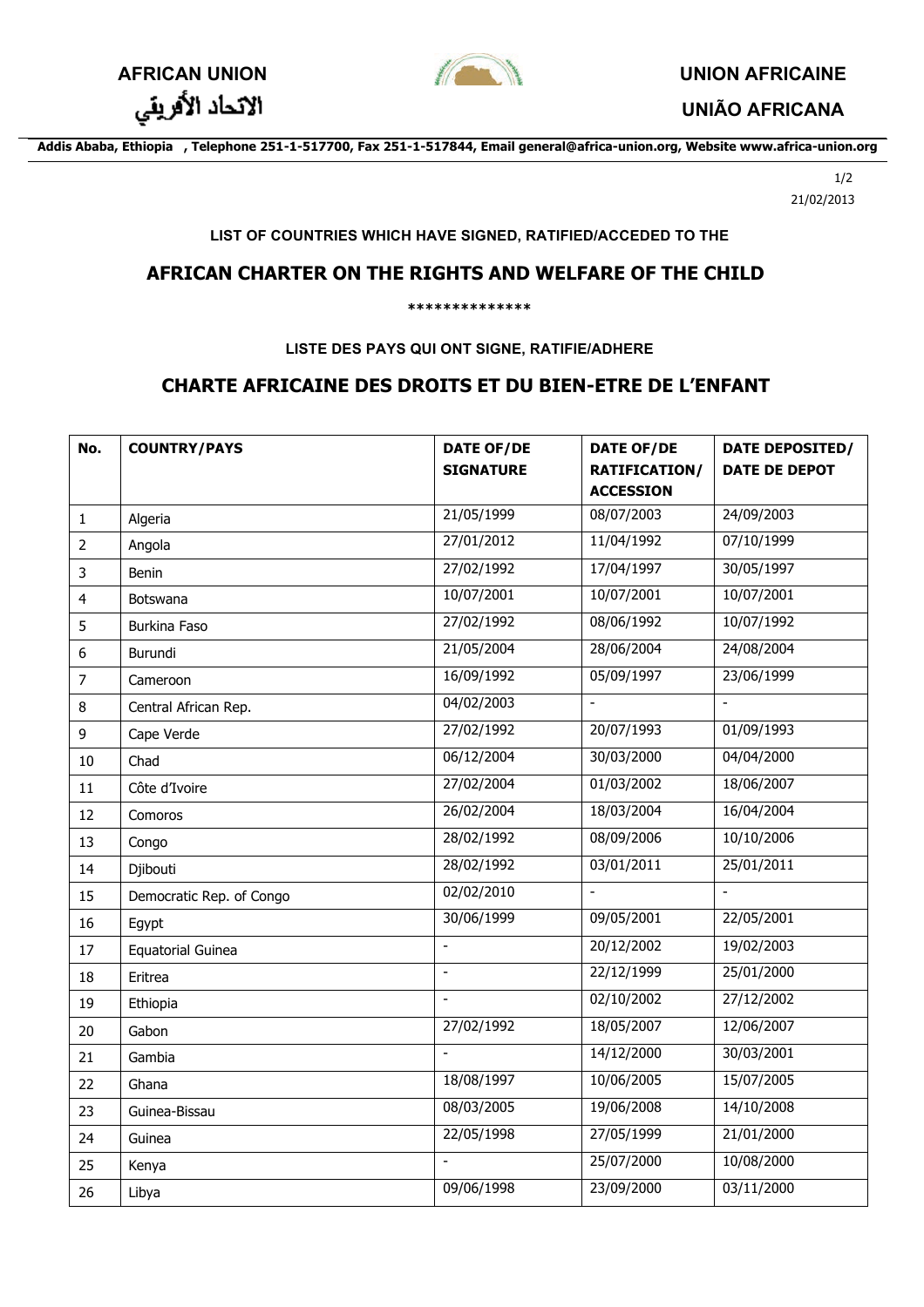**AFRICAN UNION**

الاتحاد الأفريقي

**UNION AFRICAINE**

**UNIÃO AFRICANA**

**Addis Ababa, Ethiopia , Telephone 251-1-517700, Fax 251-1-517844, Email general@africa-union.org, Website www.africa-union.org**

21/02/2013

**LIST OF COUNTRIES WHICH HAVE SIGNED, RATIFIED/ACCEDED TO THE**

## AFRICAN CHARTER ON THE RIGHTS AND WELFARE OF THE CHILD

**************

**LISTE DES PAYS QUI ONT SIGNE, RATIFIE/ADHERE**

## CHARTE AFRICAINE DES DROITS ET DU BIEN-ETRE DE L'ENFANT

| No. | COUNTRY/PAYS | DATE OF/DE SIGNATURE | DATE OF/DE RATIFICATION/ ACCESSION | DATE DEPOSITED/ DATE DE DEPOT |
|---|---|---|---|---|
| 1 | Algeria | 21/05/1999 | 08/07/2003 | 24/09/2003 |
| 2 | Angola | 27/01/2012 | 11/04/1992 | 07/10/1999 |
| 3 | Benin | 27/02/1992 | 17/04/1997 | 30/05/1997 |
| 4 | Botswana | 10/07/2001 | 10/07/2001 | 10/07/2001 |
| 5 | Burkina Faso | 27/02/1992 | 08/06/1992 | 10/07/1992 |
| 6 | Burundi | 21/05/2004 | 28/06/2004 | 24/08/2004 |
| 7 | Cameroon | 16/09/1992 | 05/09/1997 | 23/06/1999 |
| 8 | Central African Rep. | 04/02/2003 | - | - |
| 9 | Cape Verde | 27/02/1992 | 20/07/1993 | 01/09/1993 |
| 10 | Chad | 06/12/2004 | 30/03/2000 | 04/04/2000 |
| 11 | Côte d'Ivoire | 27/02/2004 | 01/03/2002 | 18/06/2007 |
| 12 | Comoros | 26/02/2004 | 18/03/2004 | 16/04/2004 |
| 13 | Congo | 28/02/1992 | 08/09/2006 | 10/10/2006 |
| 14 | Djibouti | 28/02/1992 | 03/01/2011 | 25/01/2011 |
| 15 | Democratic Rep. of Congo | 02/02/2010 | - | - |
| 16 | Egypt | 30/06/1999 | 09/05/2001 | 22/05/2001 |
| 17 | Equatorial Guinea | - | 20/12/2002 | 19/02/2003 |
| 18 | Eritrea | - | 22/12/1999 | 25/01/2000 |
| 19 | Ethiopia | - | 02/10/2002 | 27/12/2002 |
| 20 | Gabon | 27/02/1992 | 18/05/2007 | 12/06/2007 |
| 21 | Gambia | - | 14/12/2000 | 30/03/2001 |
| 22 | Ghana | 18/08/1997 | 10/06/2005 | 15/07/2005 |
| 23 | Guinea-Bissau | 08/03/2005 | 19/06/2008 | 14/10/2008 |
| 24 | Guinea | 22/05/1998 | 27/05/1999 | 21/01/2000 |
| 25 | Kenya | - | 25/07/2000 | 10/08/2000 |
| 26 | Libya | 09/06/1998 | 23/09/2000 | 03/11/2000 |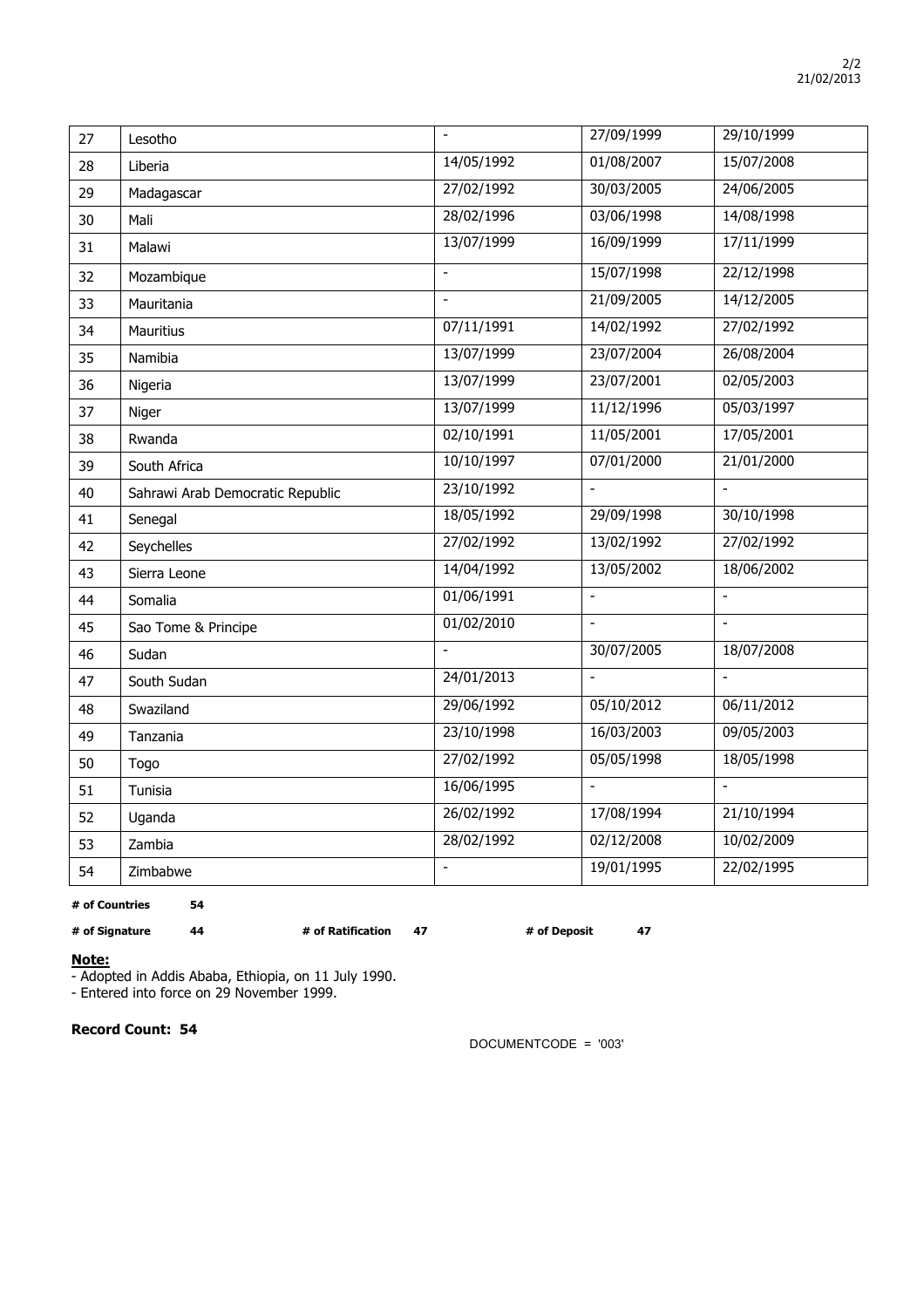| | | | | |
|---|---|---|---|---|
| 27 | Lesotho | - | 27/09/1999 | 29/10/1999 |
| 28 | Liberia | 14/05/1992 | 01/08/2007 | 15/07/2008 |
| 29 | Madagascar | 27/02/1992 | 30/03/2005 | 24/06/2005 |
| 30 | Mali | 28/02/1996 | 03/06/1998 | 14/08/1998 |
| 31 | Malawi | 13/07/1999 | 16/09/1999 | 17/11/1999 |
| 32 | Mozambique | - | 15/07/1998 | 22/12/1998 |
| 33 | Mauritania | - | 21/09/2005 | 14/12/2005 |
| 34 | Mauritius | 07/11/1991 | 14/02/1992 | 27/02/1992 |
| 35 | Namibia | 13/07/1999 | 23/07/2004 | 26/08/2004 |
| 36 | Nigeria | 13/07/1999 | 23/07/2001 | 02/05/2003 |
| 37 | Niger | 13/07/1999 | 11/12/1996 | 05/03/1997 |
| 38 | Rwanda | 02/10/1991 | 11/05/2001 | 17/05/2001 |
| 39 | South Africa | 10/10/1997 | 07/01/2000 | 21/01/2000 |
| 40 | Sahrawi Arab Democratic Republic | 23/10/1992 | - | - |
| 41 | Senegal | 18/05/1992 | 29/09/1998 | 30/10/1998 |
| 42 | Seychelles | 27/02/1992 | 13/02/1992 | 27/02/1992 |
| 43 | Sierra Leone | 14/04/1992 | 13/05/2002 | 18/06/2002 |
| 44 | Somalia | 01/06/1991 | - | - |
| 45 | Sao Tome & Principe | 01/02/2010 | - | - |
| 46 | Sudan | - | 30/07/2005 | 18/07/2008 |
| 47 | South Sudan | 24/01/2013 | - | - |
| 48 | Swaziland | 29/06/1992 | 05/10/2012 | 06/11/2012 |
| 49 | Tanzania | 23/10/1998 | 16/03/2003 | 09/05/2003 |
| 50 | Togo | 27/02/1992 | 05/05/1998 | 18/05/1998 |
| 51 | Tunisia | 16/06/1995 | - | - |
| 52 | Uganda | 26/02/1992 | 17/08/1994 | 21/10/1994 |
| 53 | Zambia | 28/02/1992 | 02/12/2008 | 10/02/2009 |
| 54 | Zimbabwe | - | 19/01/1995 | 22/02/1995 |

**# of Countries** 54

**# of Signature** 44 **# of Ratification** 47 **# of Deposit** 47

**Note:**

- Adopted in Addis Ababa, Ethiopia, on 11 July 1990.
- Entered into force on 29 November 1999.

**Record Count: 54**

DOCUMENTCODE = '003'